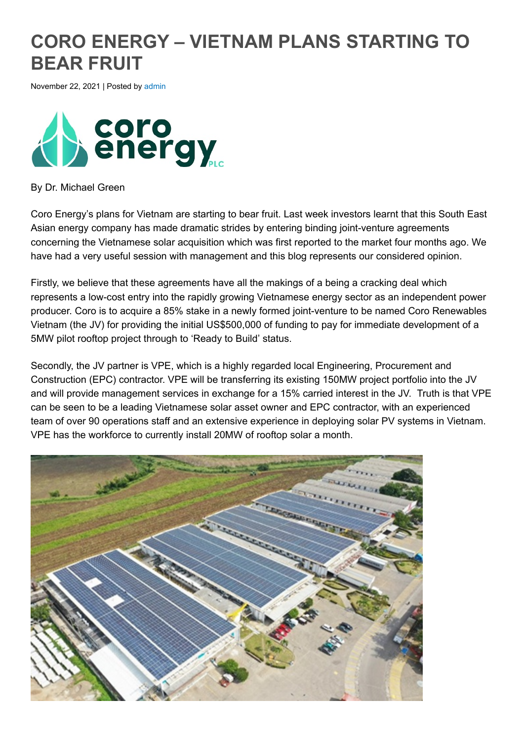# CORO ENERGY – VIETNAM PLANS STARTING TO BEAR FRUIT

November 22, 2021 | Posted by admin

By Dr. Michael Green

Coro Energy's plans for Vietnam are starting to bear fruit. Last week investors learnt that this South East Asian energy company has made dramatic strides by entering binding joint-venture agreements concerning the Vietnamese solar acquisition which was first reported to the market four months ago. We have had a very useful session with management and this blog represents our considered opinion.

Firstly, we believe that these agreements have all the makings of a being a cracking deal which represents a low-cost entry into the rapidly growing Vietnamese energy sector as an independent power producer. Coro is to acquire a 85% stake in a newly formed joint-venture to be named Coro Renewables Vietnam (the JV) for providing the initial US$500,000 of funding to pay for immediate development of a 5MW pilot rooftop project through to 'Ready to Build' status.

Secondly, the JV partner is VPE, which is a highly regarded local Engineering, Procurement and Construction (EPC) contractor. VPE will be transferring its existing 150MW project portfolio into the JV and will provide management services in exchange for a 15% carried interest in the JV. Truth is that VPE can be seen to be a leading Vietnamese solar asset owner and EPC contractor, with an experienced team of over 90 operations staff and an extensive experience in deploying solar PV systems in Vietnam. VPE has the workforce to currently install 20MW of rooftop solar a month.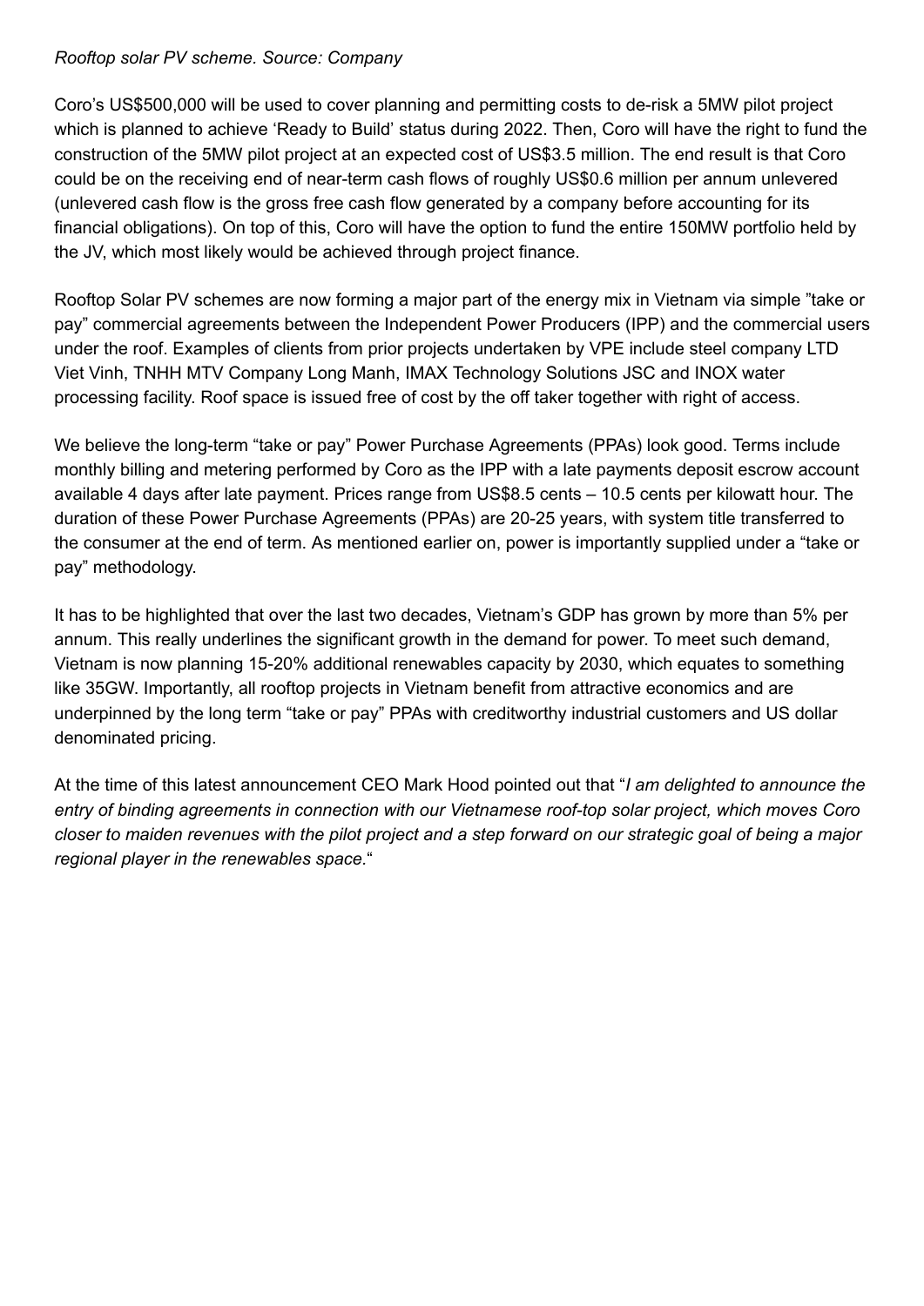*Rooftop solar PV scheme. Source: Company*

Coro's US$500,000 will be used to cover planning and permitting costs to de-risk a 5MW pilot project which is planned to achieve 'Ready to Build' status during 2022. Then, Coro will have the right to fund the construction of the 5MW pilot project at an expected cost of US$3.5 million. The end result is that Coro could be on the receiving end of near-term cash flows of roughly US$0.6 million per annum unlevered (unlevered cash flow is the gross free cash flow generated by a company before accounting for its financial obligations). On top of this, Coro will have the option to fund the entire 150MW portfolio held by the JV, which most likely would be achieved through project finance.

Rooftop Solar PV schemes are now forming a major part of the energy mix in Vietnam via simple "take or pay" commercial agreements between the Independent Power Producers (IPP) and the commercial users under the roof. Examples of clients from prior projects undertaken by VPE include steel company LTD Viet Vinh, TNHH MTV Company Long Manh, IMAX Technology Solutions JSC and INOX water processing facility. Roof space is issued free of cost by the off taker together with right of access.

We believe the long-term "take or pay" Power Purchase Agreements (PPAs) look good. Terms include monthly billing and metering performed by Coro as the IPP with a late payments deposit escrow account available 4 days after late payment. Prices range from US$8.5 cents – 10.5 cents per kilowatt hour. The duration of these Power Purchase Agreements (PPAs) are 20-25 years, with system title transferred to the consumer at the end of term. As mentioned earlier on, power is importantly supplied under a "take or pay" methodology.

It has to be highlighted that over the last two decades, Vietnam's GDP has grown by more than 5% per annum. This really underlines the significant growth in the demand for power. To meet such demand, Vietnam is now planning 15-20% additional renewables capacity by 2030, which equates to something like 35GW. Importantly, all rooftop projects in Vietnam benefit from attractive economics and are underpinned by the long term "take or pay" PPAs with creditworthy industrial customers and US dollar denominated pricing.

At the time of this latest announcement CEO Mark Hood pointed out that "*I am delighted to announce the entry of binding agreements in connection with our Vietnamese roof-top solar project, which moves Coro closer to maiden revenues with the pilot project and a step forward on our strategic goal of being a major regional player in the renewables space.*"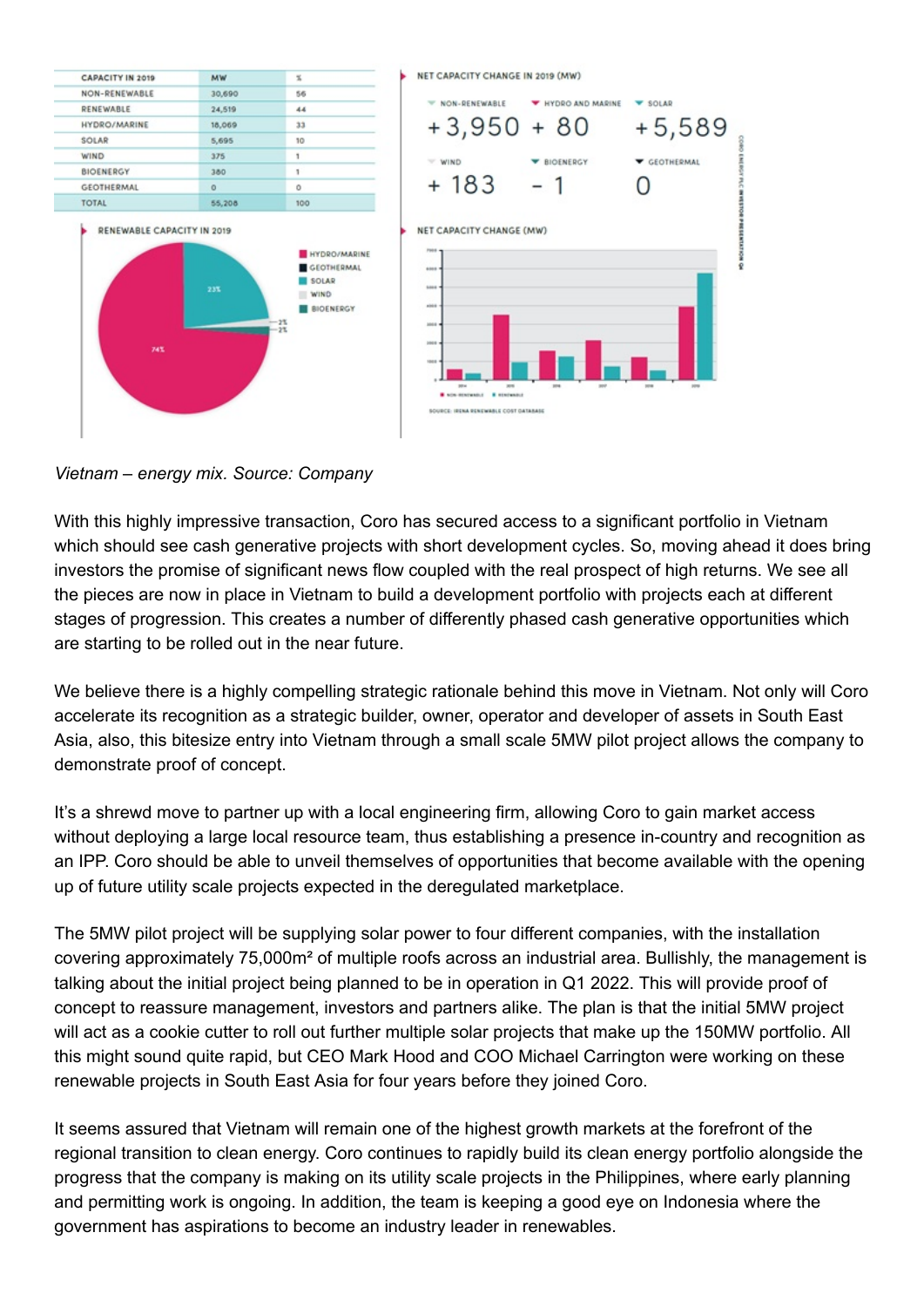| CAPACITY IN 2019 | MW | % |
| --- | --- | --- |
| NON-RENEWABLE | 30,690 | 56 |
| RENEWABLE | 24,519 | 44 |
| HYDRO/MARINE | 18,069 | 33 |
| SOLAR | 5,695 | 10 |
| WIND | 375 | 1 |
| BIOENERGY | 380 | 1 |
| GEOTHERMAL | 0 | 0 |
| TOTAL | 55,208 | 100 |

RENEWABLE CAPACITY IN 2019

NET CAPACITY CHANGE IN 2019 (MW)

| NON-RENEWABLE | HYDRO AND MARINE | SOLAR |
| --- | --- | --- |
| +3,950 | + 80 | +5,589 |
| **WIND** | **BIOENERGY** | **GEOTHERMAL** |
| + 183 | - 1 | 0 |

NET CAPACITY CHANGE (MW)

SOURCE: IRENA RENEWABLE COST DATABASE

*Vietnam – energy mix. Source: Company*

With this highly impressive transaction, Coro has secured access to a significant portfolio in Vietnam which should see cash generative projects with short development cycles. So, moving ahead it does bring investors the promise of significant news flow coupled with the real prospect of high returns. We see all the pieces are now in place in Vietnam to build a development portfolio with projects each at different stages of progression. This creates a number of differently phased cash generative opportunities which are starting to be rolled out in the near future.

We believe there is a highly compelling strategic rationale behind this move in Vietnam. Not only will Coro accelerate its recognition as a strategic builder, owner, operator and developer of assets in South East Asia, also, this bitesize entry into Vietnam through a small scale 5MW pilot project allows the company to demonstrate proof of concept.

It's a shrewd move to partner up with a local engineering firm, allowing Coro to gain market access without deploying a large local resource team, thus establishing a presence in-country and recognition as an IPP. Coro should be able to unveil themselves of opportunities that become available with the opening up of future utility scale projects expected in the deregulated marketplace.

The 5MW pilot project will be supplying solar power to four different companies, with the installation covering approximately 75,000m² of multiple roofs across an industrial area. Bullishly, the management is talking about the initial project being planned to be in operation in Q1 2022. This will provide proof of concept to reassure management, investors and partners alike. The plan is that the initial 5MW project will act as a cookie cutter to roll out further multiple solar projects that make up the 150MW portfolio. All this might sound quite rapid, but CEO Mark Hood and COO Michael Carrington were working on these renewable projects in South East Asia for four years before they joined Coro.

It seems assured that Vietnam will remain one of the highest growth markets at the forefront of the regional transition to clean energy. Coro continues to rapidly build its clean energy portfolio alongside the progress that the company is making on its utility scale projects in the Philippines, where early planning and permitting work is ongoing. In addition, the team is keeping a good eye on Indonesia where the government has aspirations to become an industry leader in renewables.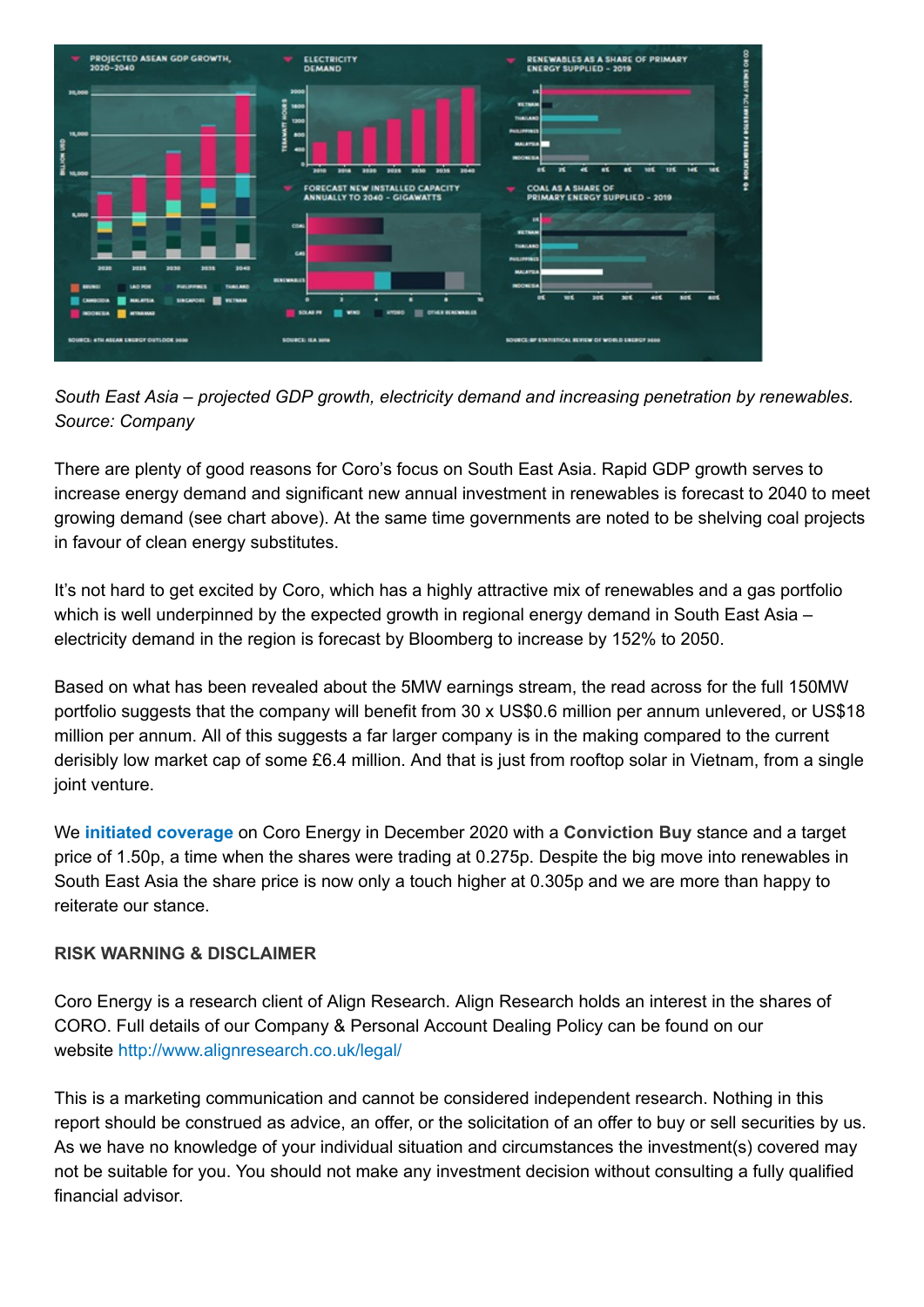*South East Asia – projected GDP growth, electricity demand and increasing penetration by renewables. Source: Company*

There are plenty of good reasons for Coro's focus on South East Asia. Rapid GDP growth serves to increase energy demand and significant new annual investment in renewables is forecast to 2040 to meet growing demand (see chart above). At the same time governments are noted to be shelving coal projects in favour of clean energy substitutes.

It's not hard to get excited by Coro, which has a highly attractive mix of renewables and a gas portfolio which is well underpinned by the expected growth in regional energy demand in South East Asia – electricity demand in the region is forecast by Bloomberg to increase by 152% to 2050.

Based on what has been revealed about the 5MW earnings stream, the read across for the full 150MW portfolio suggests that the company will benefit from 30 x US$0.6 million per annum unlevered, or US$18 million per annum. All of this suggests a far larger company is in the making compared to the current derisibly low market cap of some £6.4 million. And that is just from rooftop solar in Vietnam, from a single joint venture.

We **initiated coverage** on Coro Energy in December 2020 with a **Conviction Buy** stance and a target price of 1.50p, a time when the shares were trading at 0.275p. Despite the big move into renewables in South East Asia the share price is now only a touch higher at 0.305p and we are more than happy to reiterate our stance.

**RISK WARNING & DISCLAIMER**

Coro Energy is a research client of Align Research. Align Research holds an interest in the shares of CORO. Full details of our Company & Personal Account Dealing Policy can be found on our website http://www.alignresearch.co.uk/legal/

This is a marketing communication and cannot be considered independent research. Nothing in this report should be construed as advice, an offer, or the solicitation of an offer to buy or sell securities by us. As we have no knowledge of your individual situation and circumstances the investment(s) covered may not be suitable for you. You should not make any investment decision without consulting a fully qualified financial advisor.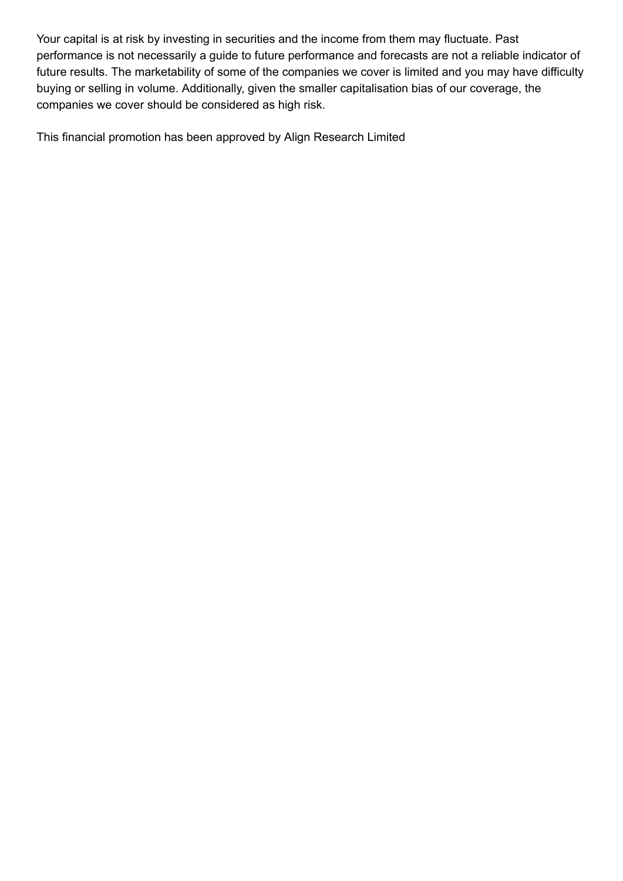Your capital is at risk by investing in securities and the income from them may fluctuate. Past performance is not necessarily a guide to future performance and forecasts are not a reliable indicator of future results. The marketability of some of the companies we cover is limited and you may have difficulty buying or selling in volume. Additionally, given the smaller capitalisation bias of our coverage, the companies we cover should be considered as high risk.

This financial promotion has been approved by Align Research Limited